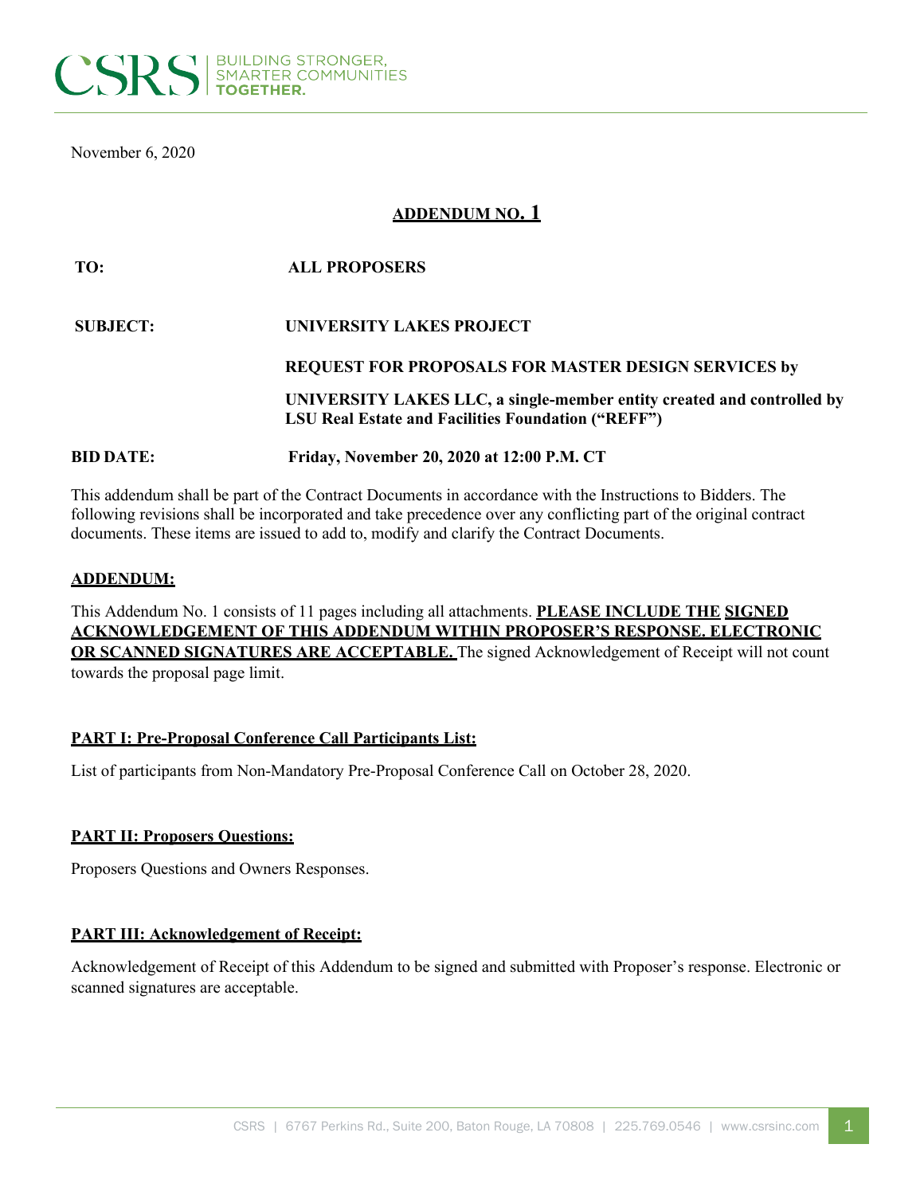November 6, 2020

## ADDENDUM NO. 1

| | |
|---|---|
| **TO:** | **ALL PROPOSERS** |
| **SUBJECT:** | **UNIVERSITY LAKES PROJECT** |
| | **REQUEST FOR PROPOSALS FOR MASTER DESIGN SERVICES by** |
| | **UNIVERSITY LAKES LLC, a single-member entity created and controlled by LSU Real Estate and Facilities Foundation ("REFF")** |
| **BID DATE:** | **Friday, November 20, 2020 at 12:00 P.M. CT** |

This addendum shall be part of the Contract Documents in accordance with the Instructions to Bidders. The following revisions shall be incorporated and take precedence over any conflicting part of the original contract documents. These items are issued to add to, modify and clarify the Contract Documents.

**ADDENDUM:**

This Addendum No. 1 consists of 11 pages including all attachments. **PLEASE INCLUDE THE SIGNED ACKNOWLEDGEMENT OF THIS ADDENDUM WITHIN PROPOSER'S RESPONSE. ELECTRONIC OR SCANNED SIGNATURES ARE ACCEPTABLE.** The signed Acknowledgement of Receipt will not count towards the proposal page limit.

**PART I: Pre-Proposal Conference Call Participants List:**

List of participants from Non-Mandatory Pre-Proposal Conference Call on October 28, 2020.

**PART II: Proposers Questions:**

Proposers Questions and Owners Responses.

**PART III: Acknowledgement of Receipt:**

Acknowledgement of Receipt of this Addendum to be signed and submitted with Proposer's response. Electronic or scanned signatures are acceptable.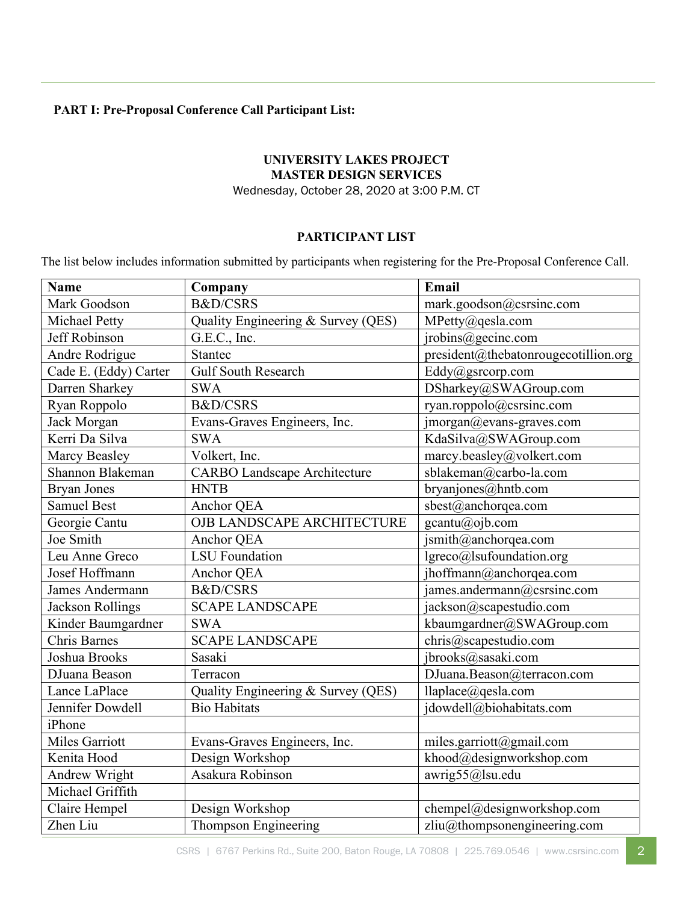**PART I: Pre-Proposal Conference Call Participant List:**

**UNIVERSITY LAKES PROJECT**
**MASTER DESIGN SERVICES**
Wednesday, October 28, 2020 at 3:00 P.M. CT

**PARTICIPANT LIST**

The list below includes information submitted by participants when registering for the Pre-Proposal Conference Call.

| Name | Company | Email |
|---|---|---|
| Mark Goodson | B&D/CSRS | mark.goodson@csrsinc.com |
| Michael Petty | Quality Engineering & Survey (QES) | MPetty@qesla.com |
| Jeff Robinson | G.E.C., Inc. | jrobins@gecinc.com |
| Andre Rodrigue | Stantec | president@thebatonrougecotillion.org |
| Cade E. (Eddy) Carter | Gulf South Research | Eddy@gsrcorp.com |
| Darren Sharkey | SWA | DSharkey@SWAGroup.com |
| Ryan Roppolo | B&D/CSRS | ryan.roppolo@csrsinc.com |
| Jack Morgan | Evans-Graves Engineers, Inc. | jmorgan@evans-graves.com |
| Kerri Da Silva | SWA | KdaSilva@SWAGroup.com |
| Marcy Beasley | Volkert, Inc. | marcy.beasley@volkert.com |
| Shannon Blakeman | CARBO Landscape Architecture | sblakeman@carbo-la.com |
| Bryan Jones | HNTB | bryanjones@hntb.com |
| Samuel Best | Anchor QEA | sbest@anchorqea.com |
| Georgie Cantu | OJB LANDSCAPE ARCHITECTURE | gcantu@ojb.com |
| Joe Smith | Anchor QEA | jsmith@anchorqea.com |
| Leu Anne Greco | LSU Foundation | lgreco@lsufoundation.org |
| Josef Hoffmann | Anchor QEA | jhoffmann@anchorqea.com |
| James Andermann | B&D/CSRS | james.andermann@csrsinc.com |
| Jackson Rollings | SCAPE LANDSCAPE | jackson@scapestudio.com |
| Kinder Baumgardner | SWA | kbaumgardner@SWAGroup.com |
| Chris Barnes | SCAPE LANDSCAPE | chris@scapestudio.com |
| Joshua Brooks | Sasaki | jbrooks@sasaki.com |
| DJuana Beason | Terracon | DJuana.Beason@terracon.com |
| Lance LaPlace | Quality Engineering & Survey (QES) | llaplace@qesla.com |
| Jennifer Dowdell | Bio Habitats | jdowdell@biohabitats.com |
| iPhone | | |
| Miles Garriott | Evans-Graves Engineers, Inc. | miles.garriott@gmail.com |
| Kenita Hood | Design Workshop | khood@designworkshop.com |
| Andrew Wright | Asakura Robinson | awrig55@lsu.edu |
| Michael Griffith | | |
| Claire Hempel | Design Workshop | chempel@designworkshop.com |
| Zhen Liu | Thompson Engineering | zliu@thompsonengineering.com |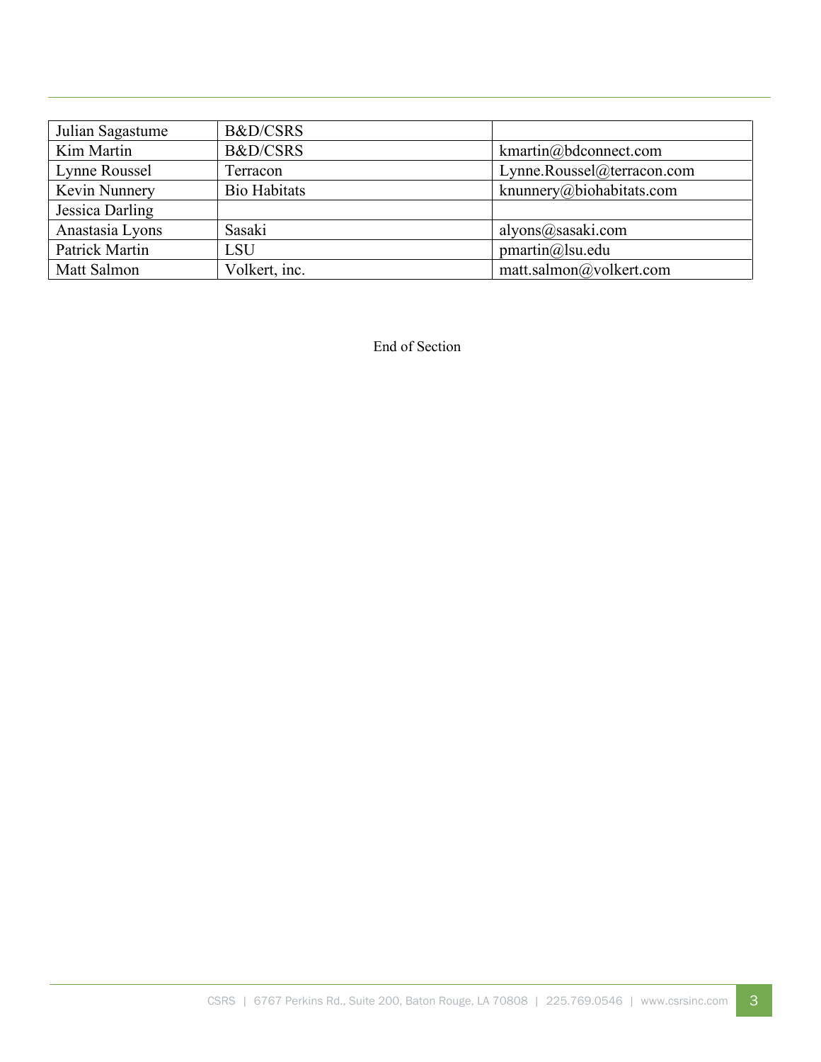| | | |
|---|---|---|
| Julian Sagastume | B&D/CSRS | |
| Kim Martin | B&D/CSRS | kmartin@bdconnect.com |
| Lynne Roussel | Terracon | Lynne.Roussel@terracon.com |
| Kevin Nunnery | Bio Habitats | knunnery@biohabitats.com |
| Jessica Darling | | |
| Anastasia Lyons | Sasaki | alyons@sasaki.com |
| Patrick Martin | LSU | pmartin@lsu.edu |
| Matt Salmon | Volkert, inc. | matt.salmon@volkert.com |

End of Section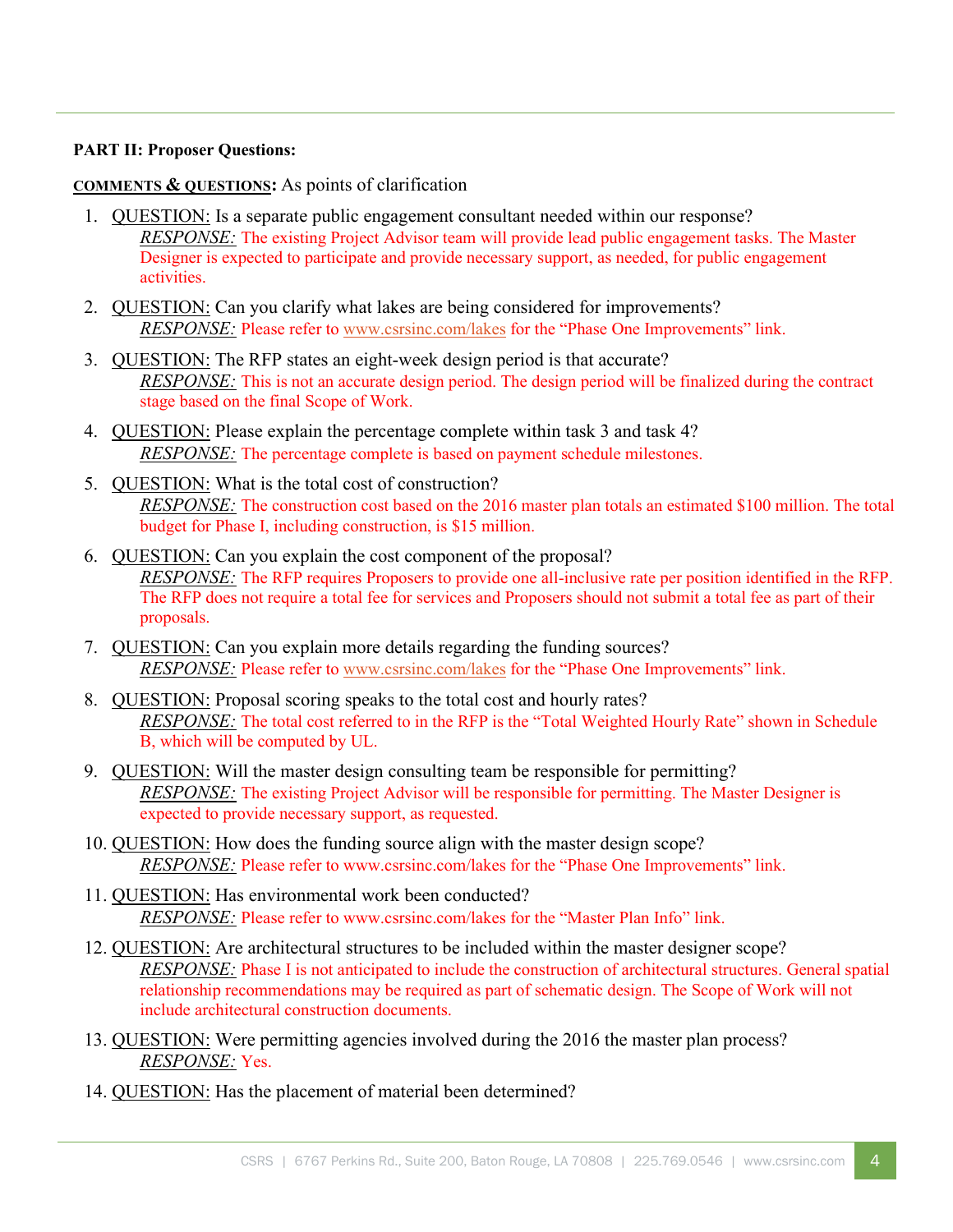**PART II: Proposer Questions:**

**<u>COMMENTS & QUESTIONS</u>:** As points of clarification

1. <u>QUESTION:</u> Is a separate public engagement consultant needed within our response?
   *<u>RESPONSE:</u>* The existing Project Advisor team will provide lead public engagement tasks. The Master Designer is expected to participate and provide necessary support, as needed, for public engagement activities.

2. <u>QUESTION:</u> Can you clarify what lakes are being considered for improvements?
   *<u>RESPONSE:</u>* Please refer to www.csrsinc.com/lakes for the "Phase One Improvements" link.

3. <u>QUESTION:</u> The RFP states an eight-week design period is that accurate?
   *<u>RESPONSE:</u>* This is not an accurate design period. The design period will be finalized during the contract stage based on the final Scope of Work.

4. <u>QUESTION:</u> Please explain the percentage complete within task 3 and task 4?
   *<u>RESPONSE:</u>* The percentage complete is based on payment schedule milestones.

5. <u>QUESTION:</u> What is the total cost of construction?
   *<u>RESPONSE:</u>* The construction cost based on the 2016 master plan totals an estimated $100 million. The total budget for Phase I, including construction, is $15 million.

6. <u>QUESTION:</u> Can you explain the cost component of the proposal?
   *<u>RESPONSE:</u>* The RFP requires Proposers to provide one all-inclusive rate per position identified in the RFP. The RFP does not require a total fee for services and Proposers should not submit a total fee as part of their proposals.

7. <u>QUESTION:</u> Can you explain more details regarding the funding sources?
   *<u>RESPONSE:</u>* Please refer to www.csrsinc.com/lakes for the "Phase One Improvements" link.

8. <u>QUESTION:</u> Proposal scoring speaks to the total cost and hourly rates?
   *<u>RESPONSE:</u>* The total cost referred to in the RFP is the "Total Weighted Hourly Rate" shown in Schedule B, which will be computed by UL.

9. <u>QUESTION:</u> Will the master design consulting team be responsible for permitting?
   *<u>RESPONSE:</u>* The existing Project Advisor will be responsible for permitting. The Master Designer is expected to provide necessary support, as requested.

10. <u>QUESTION:</u> How does the funding source align with the master design scope?
    *<u>RESPONSE:</u>* Please refer to www.csrsinc.com/lakes for the "Phase One Improvements" link.

11. <u>QUESTION:</u> Has environmental work been conducted?
    *<u>RESPONSE:</u>* Please refer to www.csrsinc.com/lakes for the "Master Plan Info" link.

12. <u>QUESTION:</u> Are architectural structures to be included within the master designer scope?
    *<u>RESPONSE:</u>* Phase I is not anticipated to include the construction of architectural structures. General spatial relationship recommendations may be required as part of schematic design. The Scope of Work will not include architectural construction documents.

13. <u>QUESTION:</u> Were permitting agencies involved during the 2016 the master plan process?
    *<u>RESPONSE:</u>* Yes.

14. <u>QUESTION:</u> Has the placement of material been determined?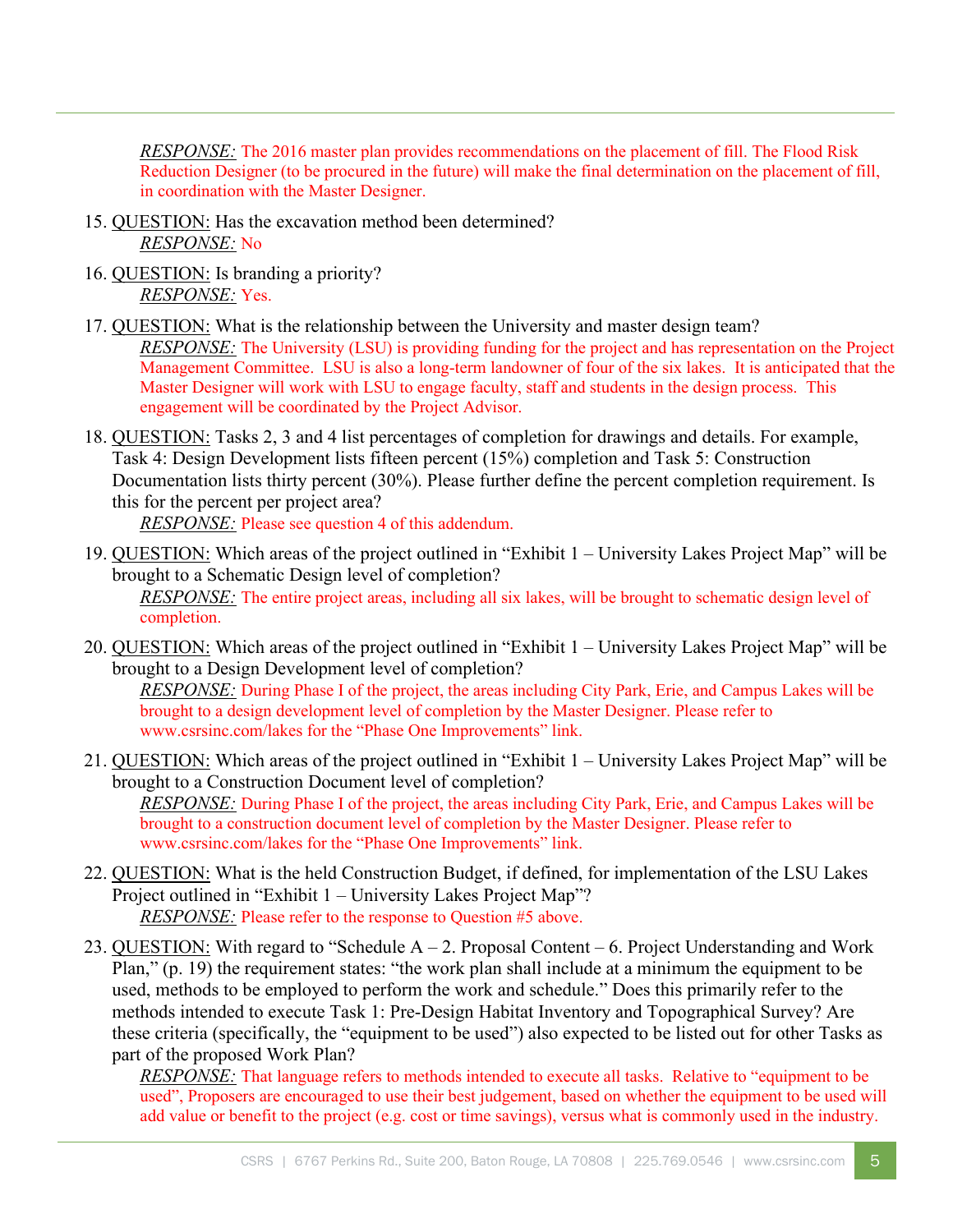*RESPONSE:* The 2016 master plan provides recommendations on the placement of fill. The Flood Risk Reduction Designer (to be procured in the future) will make the final determination on the placement of fill, in coordination with the Master Designer.

15. QUESTION: Has the excavation method been determined?
    *RESPONSE:* No

16. QUESTION: Is branding a priority?
    *RESPONSE:* Yes.

17. QUESTION: What is the relationship between the University and master design team?
    *RESPONSE:* The University (LSU) is providing funding for the project and has representation on the Project Management Committee. LSU is also a long-term landowner of four of the six lakes. It is anticipated that the Master Designer will work with LSU to engage faculty, staff and students in the design process. This engagement will be coordinated by the Project Advisor.

18. QUESTION: Tasks 2, 3 and 4 list percentages of completion for drawings and details. For example, Task 4: Design Development lists fifteen percent (15%) completion and Task 5: Construction Documentation lists thirty percent (30%). Please further define the percent completion requirement. Is this for the percent per project area?
    *RESPONSE:* Please see question 4 of this addendum.

19. QUESTION: Which areas of the project outlined in "Exhibit 1 – University Lakes Project Map" will be brought to a Schematic Design level of completion?
    *RESPONSE:* The entire project areas, including all six lakes, will be brought to schematic design level of completion.

20. QUESTION: Which areas of the project outlined in "Exhibit 1 – University Lakes Project Map" will be brought to a Design Development level of completion?
    *RESPONSE:* During Phase I of the project, the areas including City Park, Erie, and Campus Lakes will be brought to a design development level of completion by the Master Designer. Please refer to www.csrsinc.com/lakes for the "Phase One Improvements" link.

21. QUESTION: Which areas of the project outlined in "Exhibit 1 – University Lakes Project Map" will be brought to a Construction Document level of completion?
    *RESPONSE:* During Phase I of the project, the areas including City Park, Erie, and Campus Lakes will be brought to a construction document level of completion by the Master Designer. Please refer to www.csrsinc.com/lakes for the "Phase One Improvements" link.

22. QUESTION: What is the held Construction Budget, if defined, for implementation of the LSU Lakes Project outlined in "Exhibit 1 – University Lakes Project Map"?
    *RESPONSE:* Please refer to the response to Question #5 above.

23. QUESTION: With regard to "Schedule A – 2. Proposal Content – 6. Project Understanding and Work Plan," (p. 19) the requirement states: "the work plan shall include at a minimum the equipment to be used, methods to be employed to perform the work and schedule." Does this primarily refer to the methods intended to execute Task 1: Pre-Design Habitat Inventory and Topographical Survey? Are these criteria (specifically, the "equipment to be used") also expected to be listed out for other Tasks as part of the proposed Work Plan?
    *RESPONSE:* That language refers to methods intended to execute all tasks. Relative to "equipment to be used", Proposers are encouraged to use their best judgement, based on whether the equipment to be used will add value or benefit to the project (e.g. cost or time savings), versus what is commonly used in the industry.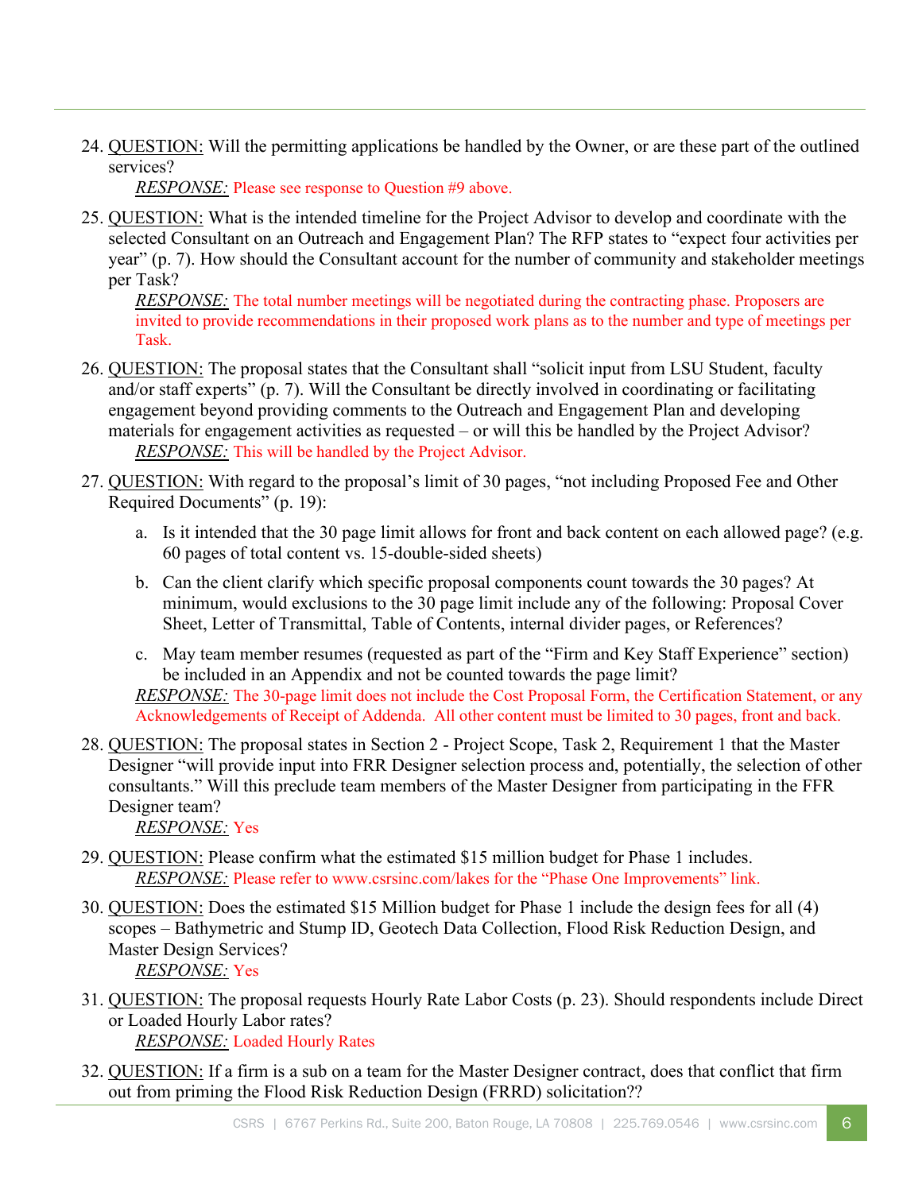24. QUESTION: Will the permitting applications be handled by the Owner, or are these part of the outlined services?

    *RESPONSE:* Please see response to Question #9 above.

25. QUESTION: What is the intended timeline for the Project Advisor to develop and coordinate with the selected Consultant on an Outreach and Engagement Plan? The RFP states to "expect four activities per year" (p. 7). How should the Consultant account for the number of community and stakeholder meetings per Task?

    *RESPONSE:* The total number meetings will be negotiated during the contracting phase. Proposers are invited to provide recommendations in their proposed work plans as to the number and type of meetings per Task.

26. QUESTION: The proposal states that the Consultant shall "solicit input from LSU Student, faculty and/or staff experts" (p. 7). Will the Consultant be directly involved in coordinating or facilitating engagement beyond providing comments to the Outreach and Engagement Plan and developing materials for engagement activities as requested – or will this be handled by the Project Advisor?

    *RESPONSE:* This will be handled by the Project Advisor.

27. QUESTION: With regard to the proposal's limit of 30 pages, "not including Proposed Fee and Other Required Documents" (p. 19):

    a. Is it intended that the 30 page limit allows for front and back content on each allowed page? (e.g. 60 pages of total content vs. 15-double-sided sheets)

    b. Can the client clarify which specific proposal components count towards the 30 pages? At minimum, would exclusions to the 30 page limit include any of the following: Proposal Cover Sheet, Letter of Transmittal, Table of Contents, internal divider pages, or References?

    c. May team member resumes (requested as part of the "Firm and Key Staff Experience" section) be included in an Appendix and not be counted towards the page limit?

    *RESPONSE:* The 30-page limit does not include the Cost Proposal Form, the Certification Statement, or any Acknowledgements of Receipt of Addenda. All other content must be limited to 30 pages, front and back.

28. QUESTION: The proposal states in Section 2 - Project Scope, Task 2, Requirement 1 that the Master Designer "will provide input into FRR Designer selection process and, potentially, the selection of other consultants." Will this preclude team members of the Master Designer from participating in the FFR Designer team?

    *RESPONSE:* Yes

29. QUESTION: Please confirm what the estimated $15 million budget for Phase 1 includes.

    *RESPONSE:* Please refer to www.csrsinc.com/lakes for the "Phase One Improvements" link.

30. QUESTION: Does the estimated $15 Million budget for Phase 1 include the design fees for all (4) scopes – Bathymetric and Stump ID, Geotech Data Collection, Flood Risk Reduction Design, and Master Design Services?

    *RESPONSE:* Yes

31. QUESTION: The proposal requests Hourly Rate Labor Costs (p. 23). Should respondents include Direct or Loaded Hourly Labor rates?

    *RESPONSE:* Loaded Hourly Rates

32. QUESTION: If a firm is a sub on a team for the Master Designer contract, does that conflict that firm out from priming the Flood Risk Reduction Design (FRRD) solicitation??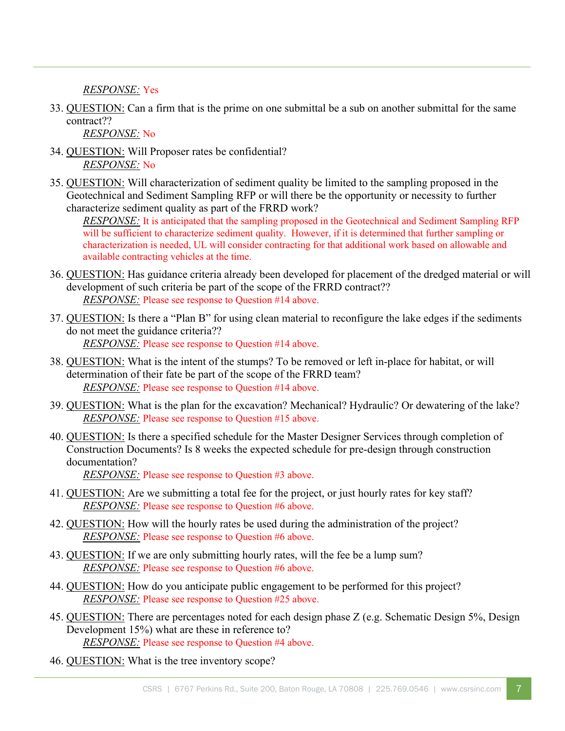*RESPONSE:* Yes

33. QUESTION: Can a firm that is the prime on one submittal be a sub on another submittal for the same contract??
    *RESPONSE:* No

34. QUESTION: Will Proposer rates be confidential?
    *RESPONSE:* No

35. QUESTION: Will characterization of sediment quality be limited to the sampling proposed in the Geotechnical and Sediment Sampling RFP or will there be the opportunity or necessity to further characterize sediment quality as part of the FRRD work?
    *RESPONSE:* It is anticipated that the sampling proposed in the Geotechnical and Sediment Sampling RFP will be sufficient to characterize sediment quality. However, if it is determined that further sampling or characterization is needed, UL will consider contracting for that additional work based on allowable and available contracting vehicles at the time.

36. QUESTION: Has guidance criteria already been developed for placement of the dredged material or will development of such criteria be part of the scope of the FRRD contract??
    *RESPONSE:* Please see response to Question #14 above.

37. QUESTION: Is there a "Plan B" for using clean material to reconfigure the lake edges if the sediments do not meet the guidance criteria??
    *RESPONSE:* Please see response to Question #14 above.

38. QUESTION: What is the intent of the stumps? To be removed or left in-place for habitat, or will determination of their fate be part of the scope of the FRRD team?
    *RESPONSE:* Please see response to Question #14 above.

39. QUESTION: What is the plan for the excavation? Mechanical? Hydraulic? Or dewatering of the lake?
    *RESPONSE:* Please see response to Question #15 above.

40. QUESTION: Is there a specified schedule for the Master Designer Services through completion of Construction Documents? Is 8 weeks the expected schedule for pre-design through construction documentation?
    *RESPONSE:* Please see response to Question #3 above.

41. QUESTION: Are we submitting a total fee for the project, or just hourly rates for key staff?
    *RESPONSE:* Please see response to Question #6 above.

42. QUESTION: How will the hourly rates be used during the administration of the project?
    *RESPONSE:* Please see response to Question #6 above.

43. QUESTION: If we are only submitting hourly rates, will the fee be a lump sum?
    *RESPONSE:* Please see response to Question #6 above.

44. QUESTION: How do you anticipate public engagement to be performed for this project?
    *RESPONSE:* Please see response to Question #25 above.

45. QUESTION: There are percentages noted for each design phase Z (e.g. Schematic Design 5%, Design Development 15%) what are these in reference to?
    *RESPONSE:* Please see response to Question #4 above.

46. QUESTION: What is the tree inventory scope?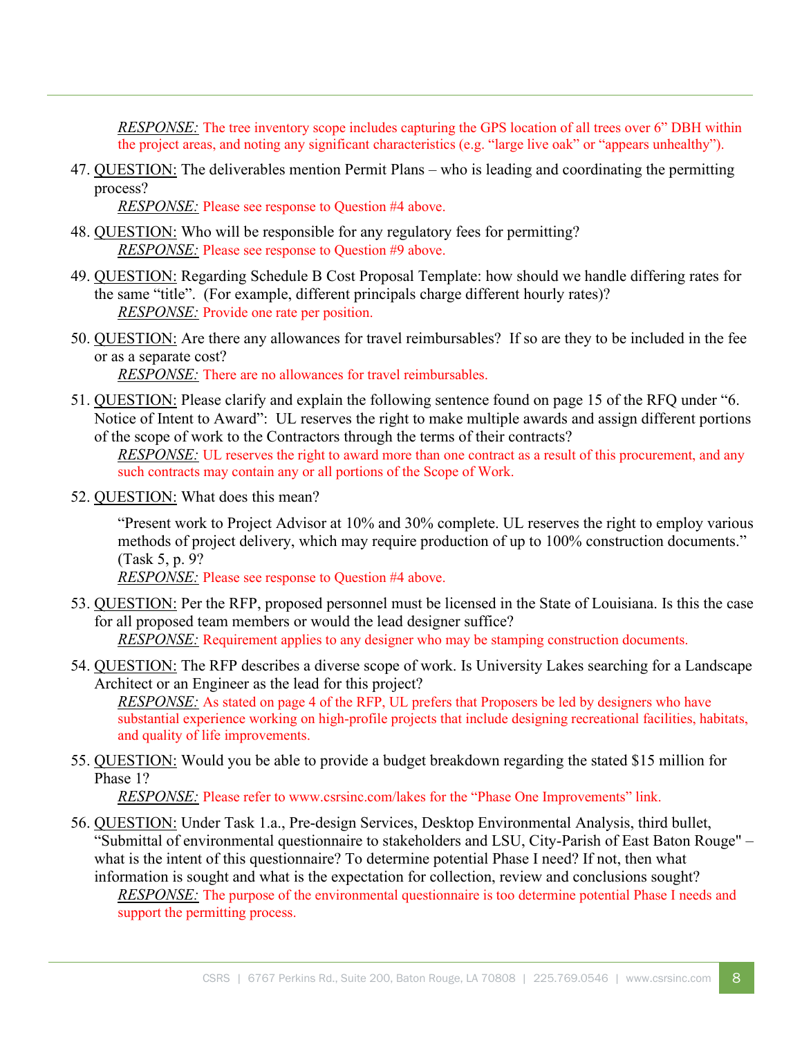*RESPONSE:* The tree inventory scope includes capturing the GPS location of all trees over 6" DBH within the project areas, and noting any significant characteristics (e.g. "large live oak" or "appears unhealthy").

47. QUESTION: The deliverables mention Permit Plans – who is leading and coordinating the permitting process?
    *RESPONSE:* Please see response to Question #4 above.

48. QUESTION: Who will be responsible for any regulatory fees for permitting?
    *RESPONSE:* Please see response to Question #9 above.

49. QUESTION: Regarding Schedule B Cost Proposal Template: how should we handle differing rates for the same "title". (For example, different principals charge different hourly rates)?
    *RESPONSE:* Provide one rate per position.

50. QUESTION: Are there any allowances for travel reimbursables? If so are they to be included in the fee or as a separate cost?
    *RESPONSE:* There are no allowances for travel reimbursables.

51. QUESTION: Please clarify and explain the following sentence found on page 15 of the RFQ under "6. Notice of Intent to Award": UL reserves the right to make multiple awards and assign different portions of the scope of work to the Contractors through the terms of their contracts?
    *RESPONSE:* UL reserves the right to award more than one contract as a result of this procurement, and any such contracts may contain any or all portions of the Scope of Work.

52. QUESTION: What does this mean?

    "Present work to Project Advisor at 10% and 30% complete. UL reserves the right to employ various methods of project delivery, which may require production of up to 100% construction documents." (Task 5, p. 9?
    *RESPONSE:* Please see response to Question #4 above.

53. QUESTION: Per the RFP, proposed personnel must be licensed in the State of Louisiana. Is this the case for all proposed team members or would the lead designer suffice?
    *RESPONSE:* Requirement applies to any designer who may be stamping construction documents.

54. QUESTION: The RFP describes a diverse scope of work. Is University Lakes searching for a Landscape Architect or an Engineer as the lead for this project?
    *RESPONSE:* As stated on page 4 of the RFP, UL prefers that Proposers be led by designers who have substantial experience working on high-profile projects that include designing recreational facilities, habitats, and quality of life improvements.

55. QUESTION: Would you be able to provide a budget breakdown regarding the stated $15 million for Phase 1?
    *RESPONSE:* Please refer to www.csrsinc.com/lakes for the "Phase One Improvements" link.

56. QUESTION: Under Task 1.a., Pre-design Services, Desktop Environmental Analysis, third bullet, "Submittal of environmental questionnaire to stakeholders and LSU, City-Parish of East Baton Rouge" – what is the intent of this questionnaire? To determine potential Phase I need? If not, then what information is sought and what is the expectation for collection, review and conclusions sought?
    *RESPONSE:* The purpose of the environmental questionnaire is too determine potential Phase I needs and support the permitting process.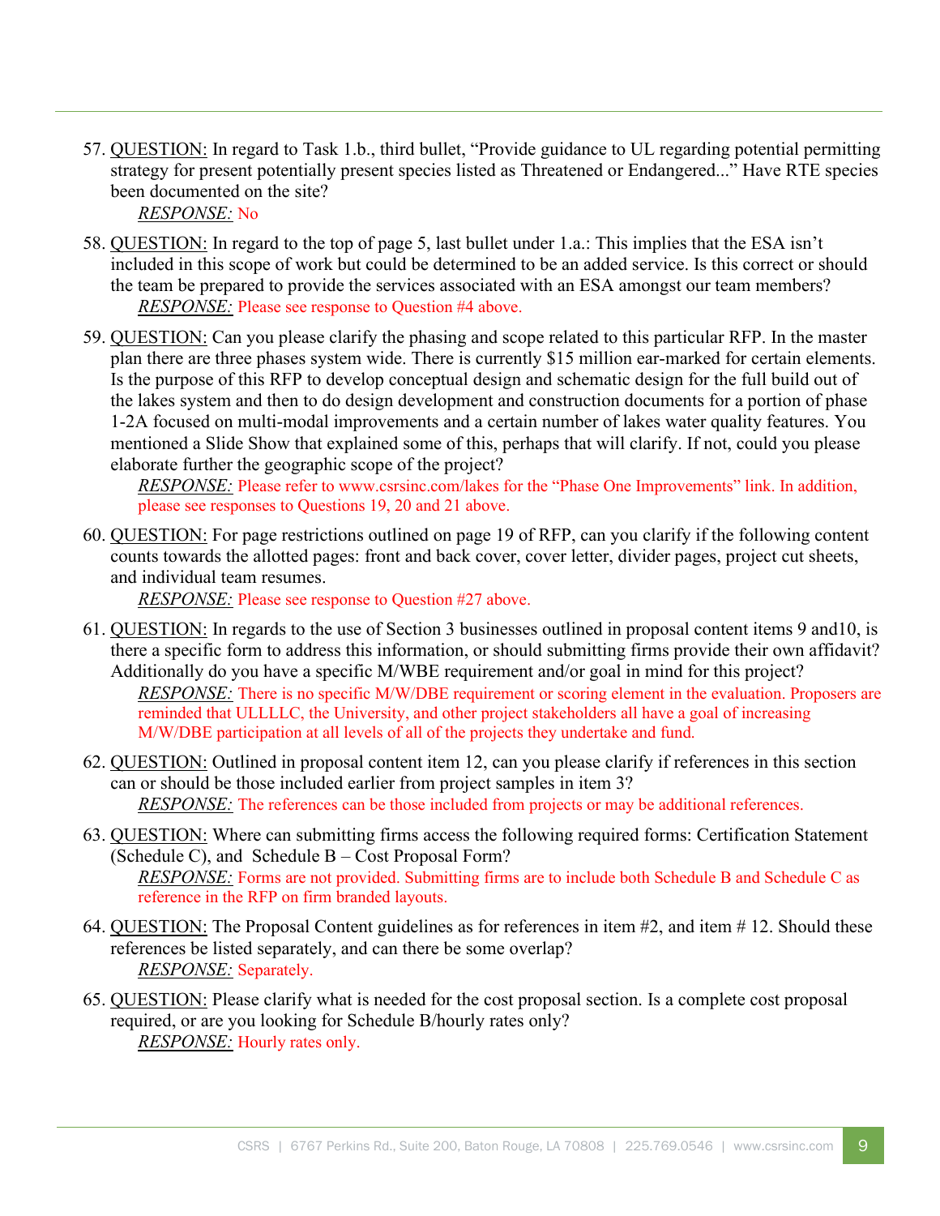57. <u>QUESTION:</u> In regard to Task 1.b., third bullet, "Provide guidance to UL regarding potential permitting strategy for present potentially present species listed as Threatened or Endangered..." Have RTE species been documented on the site?
    *RESPONSE:* No

58. <u>QUESTION:</u> In regard to the top of page 5, last bullet under 1.a.: This implies that the ESA isn't included in this scope of work but could be determined to be an added service. Is this correct or should the team be prepared to provide the services associated with an ESA amongst our team members?
    *RESPONSE:* Please see response to Question #4 above.

59. <u>QUESTION:</u> Can you please clarify the phasing and scope related to this particular RFP. In the master plan there are three phases system wide. There is currently $15 million ear-marked for certain elements. Is the purpose of this RFP to develop conceptual design and schematic design for the full build out of the lakes system and then to do design development and construction documents for a portion of phase 1-2A focused on multi-modal improvements and a certain number of lakes water quality features. You mentioned a Slide Show that explained some of this, perhaps that will clarify. If not, could you please elaborate further the geographic scope of the project?
    *RESPONSE:* Please refer to www.csrsinc.com/lakes for the "Phase One Improvements" link. In addition, please see responses to Questions 19, 20 and 21 above.

60. <u>QUESTION:</u> For page restrictions outlined on page 19 of RFP, can you clarify if the following content counts towards the allotted pages: front and back cover, cover letter, divider pages, project cut sheets, and individual team resumes.
    *RESPONSE:* Please see response to Question #27 above.

61. <u>QUESTION:</u> In regards to the use of Section 3 businesses outlined in proposal content items 9 and10, is there a specific form to address this information, or should submitting firms provide their own affidavit? Additionally do you have a specific M/WBE requirement and/or goal in mind for this project?
    *RESPONSE:* There is no specific M/W/DBE requirement or scoring element in the evaluation. Proposers are reminded that ULLLLC, the University, and other project stakeholders all have a goal of increasing M/W/DBE participation at all levels of all of the projects they undertake and fund.

62. <u>QUESTION:</u> Outlined in proposal content item 12, can you please clarify if references in this section can or should be those included earlier from project samples in item 3?
    *RESPONSE:* The references can be those included from projects or may be additional references.

63. <u>QUESTION:</u> Where can submitting firms access the following required forms: Certification Statement (Schedule C), and Schedule B – Cost Proposal Form?
    *RESPONSE:* Forms are not provided. Submitting firms are to include both Schedule B and Schedule C as reference in the RFP on firm branded layouts.

64. <u>QUESTION:</u> The Proposal Content guidelines as for references in item #2, and item # 12. Should these references be listed separately, and can there be some overlap?
    *RESPONSE:* Separately.

65. <u>QUESTION:</u> Please clarify what is needed for the cost proposal section. Is a complete cost proposal required, or are you looking for Schedule B/hourly rates only?
    *RESPONSE:* Hourly rates only.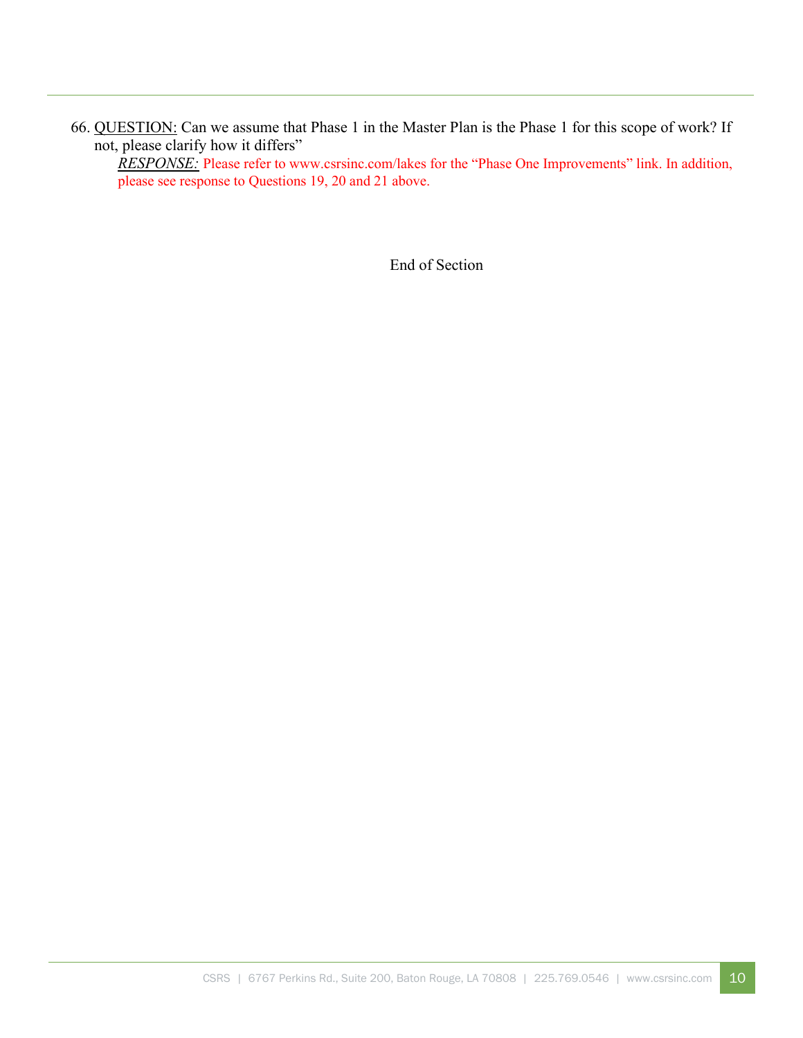66. <u>QUESTION:</u> Can we assume that Phase 1 in the Master Plan is the Phase 1 for this scope of work? If not, please clarify how it differs”

    ***<u>RESPONSE:</u>*** Please refer to www.csrsinc.com/lakes for the “Phase One Improvements” link. In addition, please see response to Questions 19, 20 and 21 above.

End of Section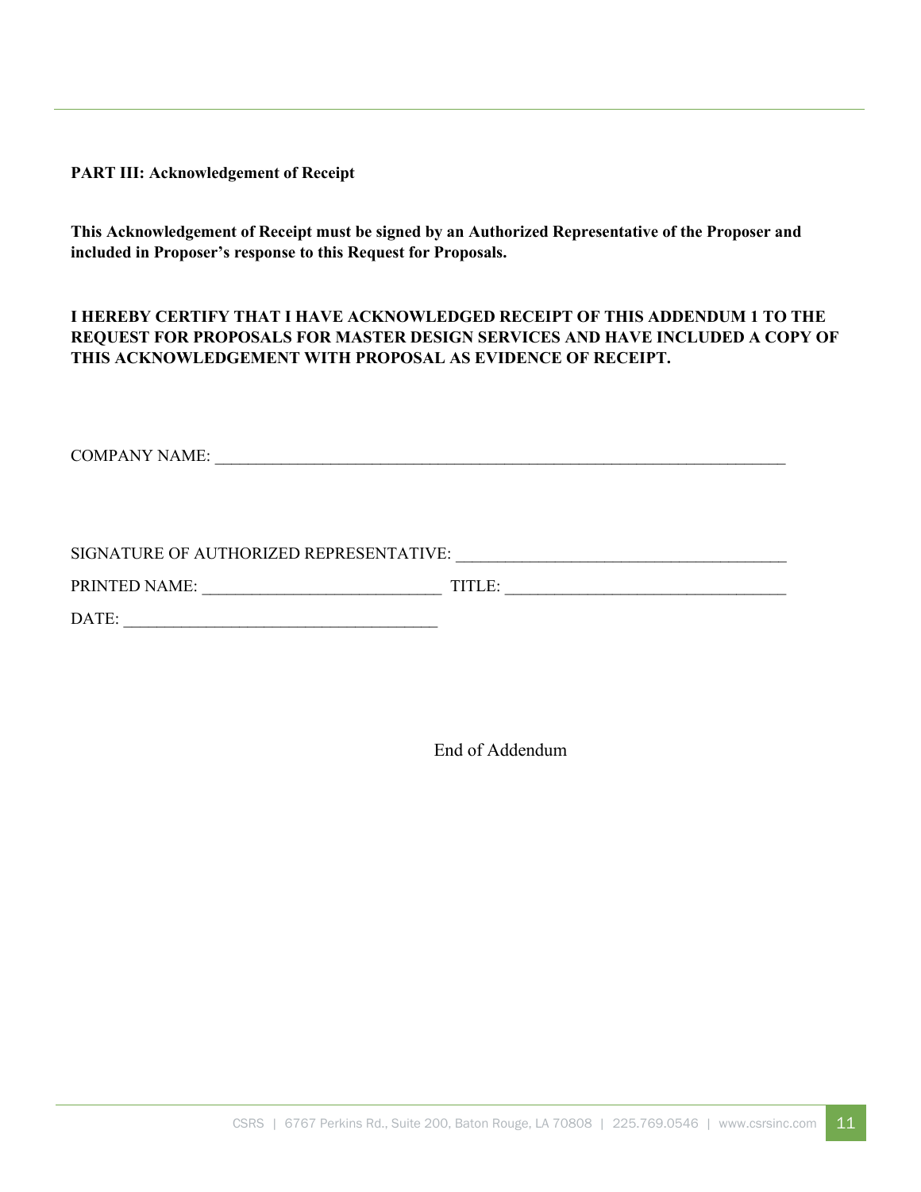**PART III: Acknowledgement of Receipt**

**This Acknowledgement of Receipt must be signed by an Authorized Representative of the Proposer and included in Proposer's response to this Request for Proposals.**

**I HEREBY CERTIFY THAT I HAVE ACKNOWLEDGED RECEIPT OF THIS ADDENDUM 1 TO THE REQUEST FOR PROPOSALS FOR MASTER DESIGN SERVICES AND HAVE INCLUDED A COPY OF THIS ACKNOWLEDGEMENT WITH PROPOSAL AS EVIDENCE OF RECEIPT.**

COMPANY NAME: ___________________________________________________________________

SIGNATURE OF AUTHORIZED REPRESENTATIVE: ______________________________________

PRINTED NAME: ____________________________ TITLE: _________________________________

DATE: _____________________________________

End of Addendum